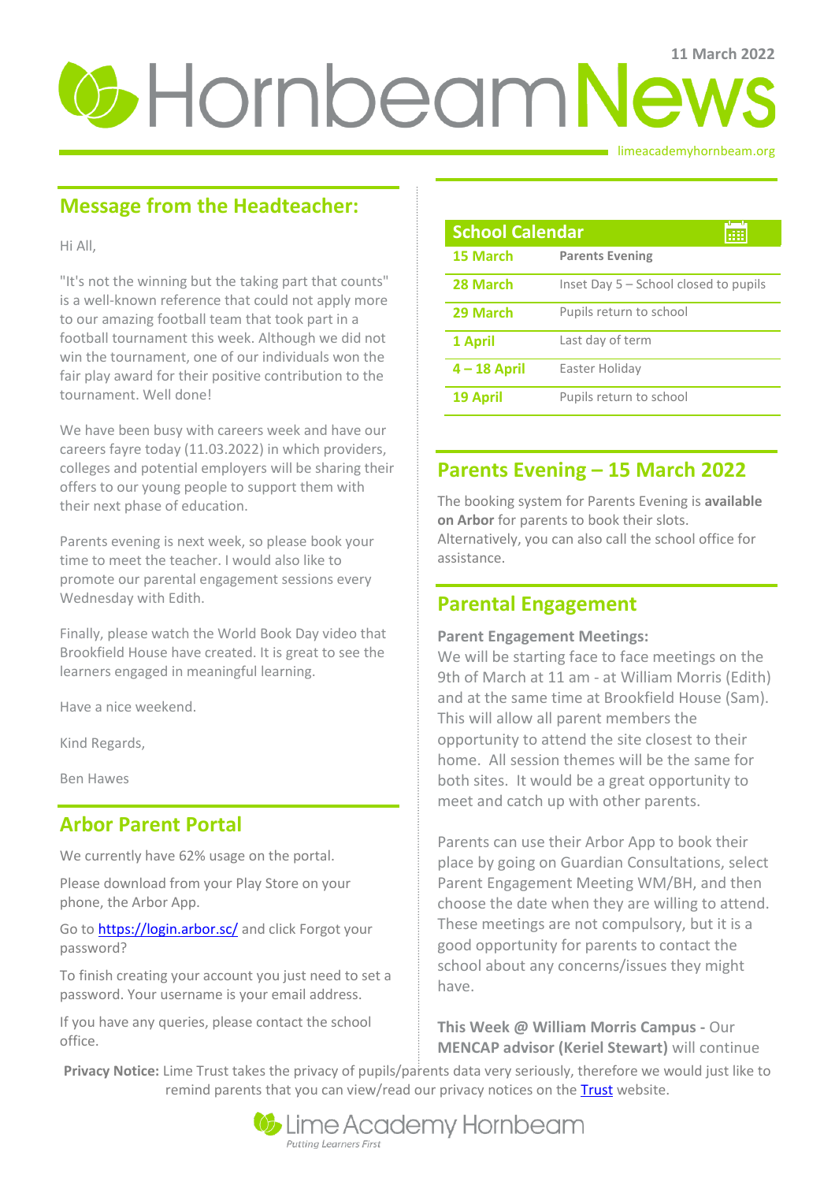# Hornbeam News

11 March 2022

limeacademyhornbeam.org

## Message from the Headteacher:

Hi All,

"It's not the winning but the taking part that counts" is a well-known reference that could not apply more to our amazing football team that took part in a football tournament this week. Although we did not win the tournament, one of our individuals won the fair play award for their positive contribution to the tournament. Well done!

We have been busy with careers week and have our careers fayre today (11.03.2022) in which providers, colleges and potential employers will be sharing their offers to our young people to support them with their next phase of education.

Parents evening is next week, so please book your time to meet the teacher. I would also like to promote our parental engagement sessions every Wednesday with Edith.

Finally, please watch the World Book Day video that Brookfield House have created. It is great to see the learners engaged in meaningful learning.

Have a nice weekend.

Kind Regards,

Ben Hawes

## Arbor Parent Portal

We currently have 62% usage on the portal.

Please download from your Play Store on your phone, the Arbor App.

Go to https://login.arbor.sc/ and click Forgot your password?

To finish creating your account you just need to set a password. Your username is your email address.

If you have any queries, please contact the school office.

## School Calendar

| | |
|---|---|
| **15 March** | **Parents Evening** |
| **28 March** | Inset Day 5 – School closed to pupils |
| **29 March** | Pupils return to school |
| **1 April** | Last day of term |
| **4 – 18 April** | Easter Holiday |
| **19 April** | Pupils return to school |

## Parents Evening – 15 March 2022

The booking system for Parents Evening is **available on Arbor** for parents to book their slots. Alternatively, you can also call the school office for assistance.

## Parental Engagement

**Parent Engagement Meetings:**
We will be starting face to face meetings on the 9th of March at 11 am - at William Morris (Edith) and at the same time at Brookfield House (Sam). This will allow all parent members the opportunity to attend the site closest to their home. All session themes will be the same for both sites. It would be a great opportunity to meet and catch up with other parents.

Parents can use their Arbor App to book their place by going on Guardian Consultations, select Parent Engagement Meeting WM/BH, and then choose the date when they are willing to attend. These meetings are not compulsory, but it is a good opportunity for parents to contact the school about any concerns/issues they might have.

**This Week @ William Morris Campus -** Our **MENCAP advisor (Keriel Stewart)** will continue

**Privacy Notice:** Lime Trust takes the privacy of pupils/parents data very seriously, therefore we would just like to remind parents that you can view/read our privacy notices on the Trust website.

Lime Academy Hornbeam
*Putting Learners First*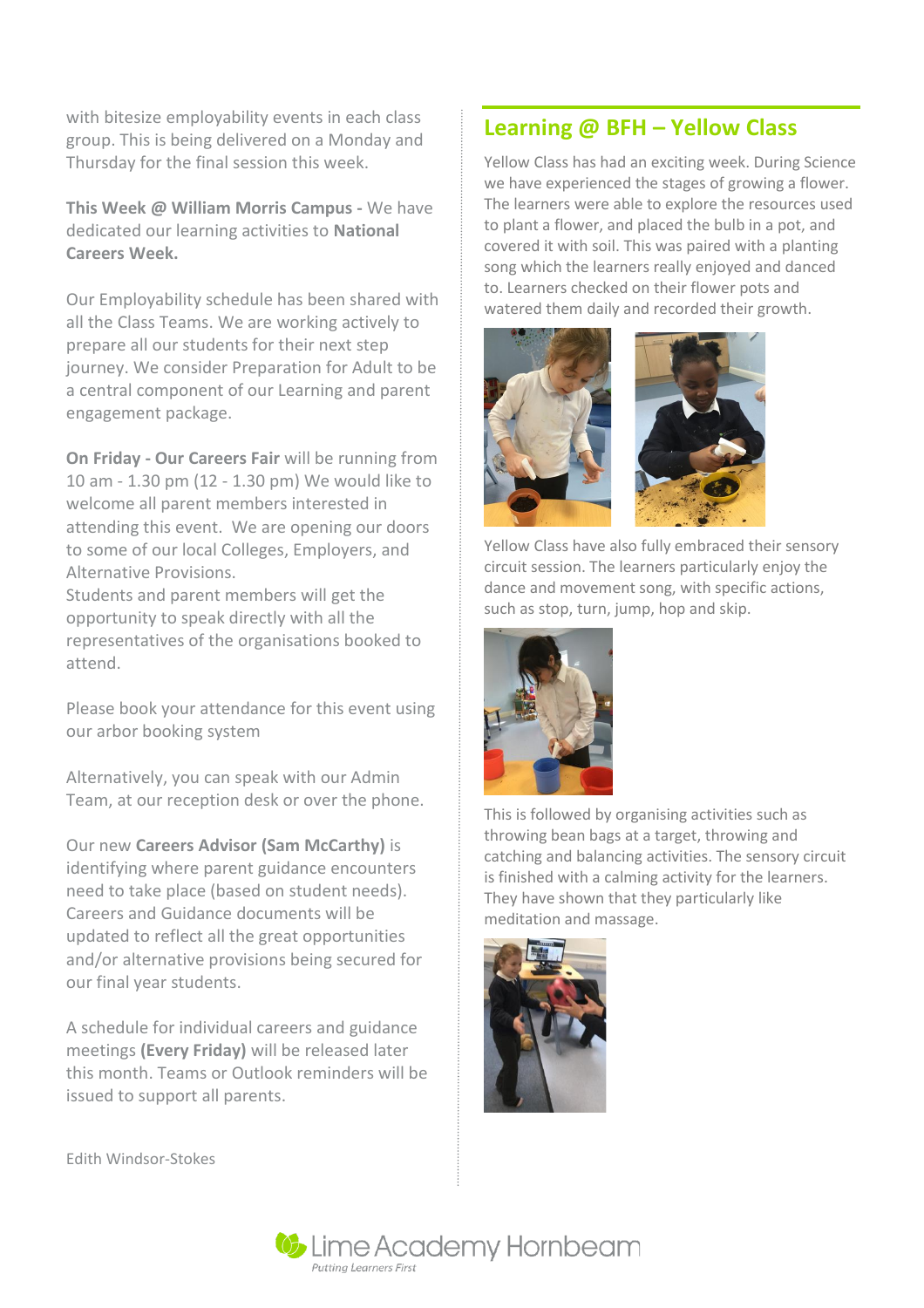with bitesize employability events in each class group. This is being delivered on a Monday and Thursday for the final session this week.

**This Week @ William Morris Campus -** We have dedicated our learning activities to **National Careers Week.**

Our Employability schedule has been shared with all the Class Teams. We are working actively to prepare all our students for their next step journey. We consider Preparation for Adult to be a central component of our Learning and parent engagement package.

**On Friday - Our Careers Fair** will be running from 10 am - 1.30 pm (12 - 1.30 pm) We would like to welcome all parent members interested in attending this event. We are opening our doors to some of our local Colleges, Employers, and Alternative Provisions.
Students and parent members will get the opportunity to speak directly with all the representatives of the organisations booked to attend.

Please book your attendance for this event using our arbor booking system

Alternatively, you can speak with our Admin Team, at our reception desk or over the phone.

Our new **Careers Advisor (Sam McCarthy)** is identifying where parent guidance encounters need to take place (based on student needs). Careers and Guidance documents will be updated to reflect all the great opportunities and/or alternative provisions being secured for our final year students.

A schedule for individual careers and guidance meetings **(Every Friday)** will be released later this month. Teams or Outlook reminders will be issued to support all parents.

Edith Windsor-Stokes

## Learning @ BFH – Yellow Class

Yellow Class has had an exciting week. During Science we have experienced the stages of growing a flower. The learners were able to explore the resources used to plant a flower, and placed the bulb in a pot, and covered it with soil. This was paired with a planting song which the learners really enjoyed and danced to. Learners checked on their flower pots and watered them daily and recorded their growth.

Yellow Class have also fully embraced their sensory circuit session. The learners particularly enjoy the dance and movement song, with specific actions, such as stop, turn, jump, hop and skip.

This is followed by organising activities such as throwing bean bags at a target, throwing and catching and balancing activities. The sensory circuit is finished with a calming activity for the learners. They have shown that they particularly like meditation and massage.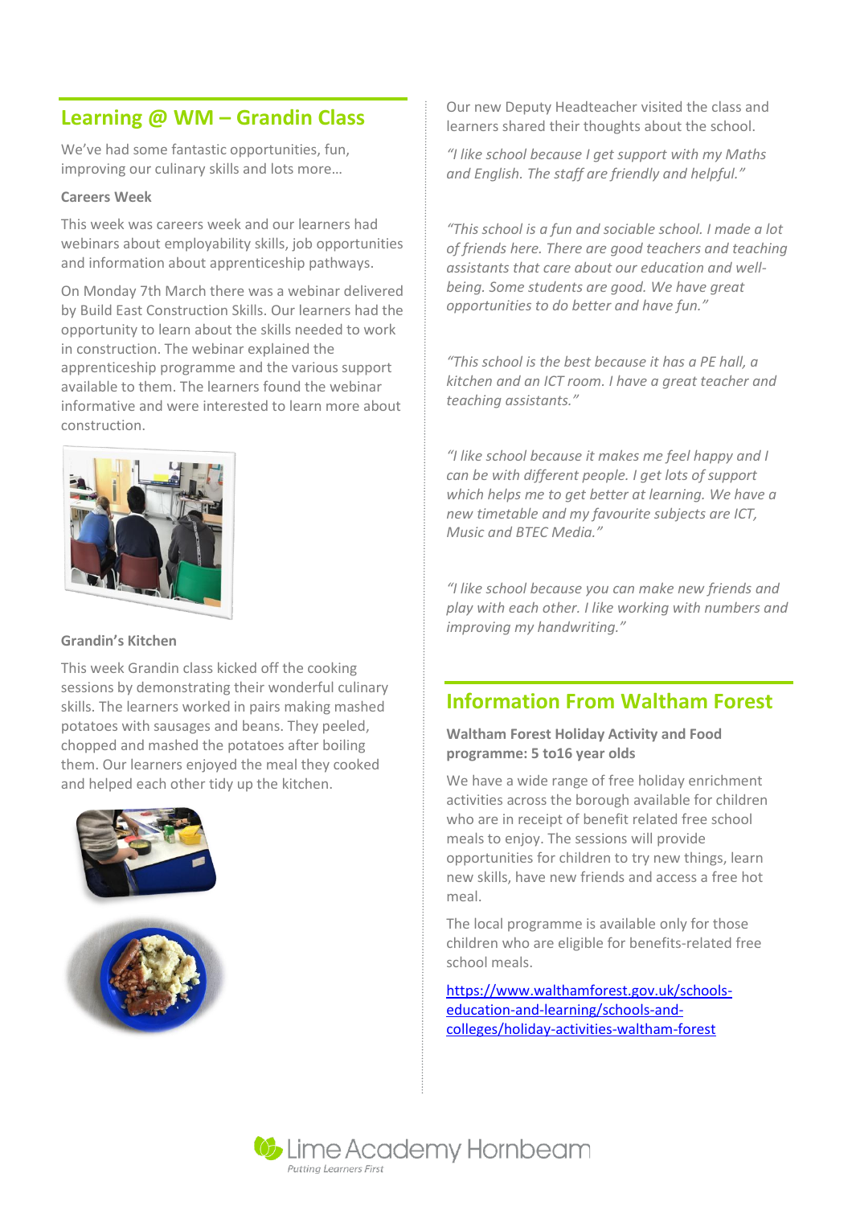## Learning @ WM – Grandin Class

We've had some fantastic opportunities, fun, improving our culinary skills and lots more…

### Careers Week

This week was careers week and our learners had webinars about employability skills, job opportunities and information about apprenticeship pathways.

On Monday 7th March there was a webinar delivered by Build East Construction Skills. Our learners had the opportunity to learn about the skills needed to work in construction. The webinar explained the apprenticeship programme and the various support available to them. The learners found the webinar informative and were interested to learn more about construction.

### Grandin's Kitchen

This week Grandin class kicked off the cooking sessions by demonstrating their wonderful culinary skills. The learners worked in pairs making mashed potatoes with sausages and beans. They peeled, chopped and mashed the potatoes after boiling them. Our learners enjoyed the meal they cooked and helped each other tidy up the kitchen.

Our new Deputy Headteacher visited the class and learners shared their thoughts about the school.

*"I like school because I get support with my Maths and English. The staff are friendly and helpful."*

*"This school is a fun and sociable school. I made a lot of friends here. There are good teachers and teaching assistants that care about our education and well-being. Some students are good. We have great opportunities to do better and have fun."*

*"This school is the best because it has a PE hall, a kitchen and an ICT room. I have a great teacher and teaching assistants."*

*"I like school because it makes me feel happy and I can be with different people. I get lots of support which helps me to get better at learning. We have a new timetable and my favourite subjects are ICT, Music and BTEC Media."*

*"I like school because you can make new friends and play with each other. I like working with numbers and improving my handwriting."*

## Information From Waltham Forest

### Waltham Forest Holiday Activity and Food programme: 5 to16 year olds

We have a wide range of free holiday enrichment activities across the borough available for children who are in receipt of benefit related free school meals to enjoy. The sessions will provide opportunities for children to try new things, learn new skills, have new friends and access a free hot meal.

The local programme is available only for those children who are eligible for benefits-related free school meals.

[https://www.walthamforest.gov.uk/schools-education-and-learning/schools-and-colleges/holiday-activities-waltham-forest](https://www.walthamforest.gov.uk/schools-education-and-learning/schools-and-colleges/holiday-activities-waltham-forest)

Lime Academy Hornbeam
Putting Learners First